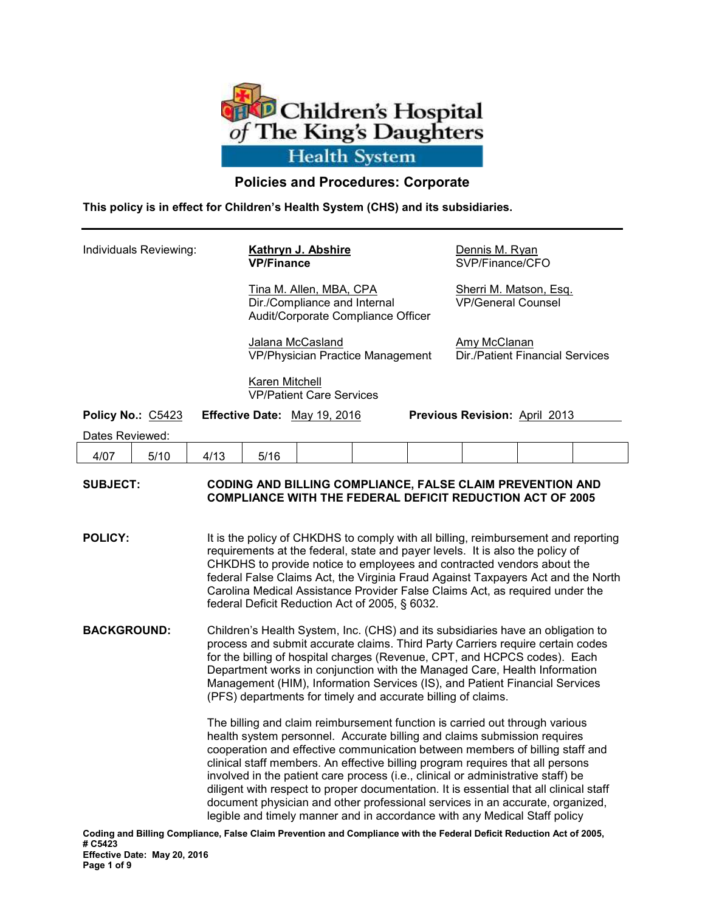# Children's Hospital of The King's Daughters Health System

## Policies and Procedures: Corporate

**This policy is in effect for Children's Health System (CHS) and its subsidiaries.**

---

Individuals Reviewing:

**Kathryn J. Abshire**
**VP/Finance**

Dennis M. Ryan
SVP/Finance/CFO

Tina M. Allen, MBA, CPA
Dir./Compliance and Internal Audit/Corporate Compliance Officer

Sherri M. Matson, Esq.
VP/General Counsel

Jalana McCasland
VP/Physician Practice Management

Amy McClanan
Dir./Patient Financial Services

Karen Mitchell
VP/Patient Care Services

**Policy No.:** C5423 **Effective Date:** May 19, 2016 **Previous Revision:** April 2013

Dates Reviewed:

| 4/07 | 5/10 | 4/13 | 5/16 | | | | | | |
|---|---|---|---|---|---|---|---|---|---|

**SUBJECT:** **CODING AND BILLING COMPLIANCE, FALSE CLAIM PREVENTION AND COMPLIANCE WITH THE FEDERAL DEFICIT REDUCTION ACT OF 2005**

**POLICY:** It is the policy of CHKDHS to comply with all billing, reimbursement and reporting requirements at the federal, state and payer levels. It is also the policy of CHKDHS to provide notice to employees and contracted vendors about the federal False Claims Act, the Virginia Fraud Against Taxpayers Act and the North Carolina Medical Assistance Provider False Claims Act, as required under the federal Deficit Reduction Act of 2005, § 6032.

**BACKGROUND:** Children's Health System, Inc. (CHS) and its subsidiaries have an obligation to process and submit accurate claims. Third Party Carriers require certain codes for the billing of hospital charges (Revenue, CPT, and HCPCS codes). Each Department works in conjunction with the Managed Care, Health Information Management (HIM), Information Services (IS), and Patient Financial Services (PFS) departments for timely and accurate billing of claims.

The billing and claim reimbursement function is carried out through various health system personnel. Accurate billing and claims submission requires cooperation and effective communication between members of billing staff and clinical staff members. An effective billing program requires that all persons involved in the patient care process (i.e., clinical or administrative staff) be diligent with respect to proper documentation. It is essential that all clinical staff document physician and other professional services in an accurate, organized, legible and timely manner and in accordance with any Medical Staff policy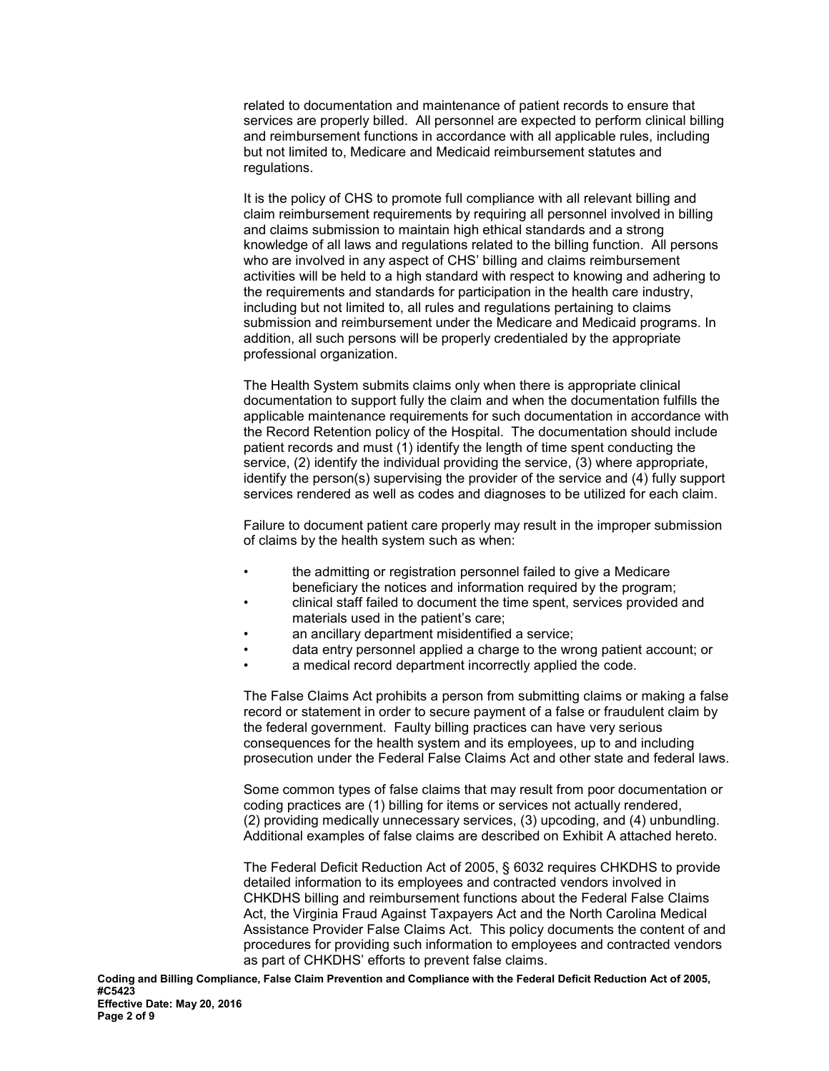related to documentation and maintenance of patient records to ensure that services are properly billed. All personnel are expected to perform clinical billing and reimbursement functions in accordance with all applicable rules, including but not limited to, Medicare and Medicaid reimbursement statutes and regulations.

It is the policy of CHS to promote full compliance with all relevant billing and claim reimbursement requirements by requiring all personnel involved in billing and claims submission to maintain high ethical standards and a strong knowledge of all laws and regulations related to the billing function. All persons who are involved in any aspect of CHS' billing and claims reimbursement activities will be held to a high standard with respect to knowing and adhering to the requirements and standards for participation in the health care industry, including but not limited to, all rules and regulations pertaining to claims submission and reimbursement under the Medicare and Medicaid programs. In addition, all such persons will be properly credentialed by the appropriate professional organization.

The Health System submits claims only when there is appropriate clinical documentation to support fully the claim and when the documentation fulfills the applicable maintenance requirements for such documentation in accordance with the Record Retention policy of the Hospital. The documentation should include patient records and must (1) identify the length of time spent conducting the service, (2) identify the individual providing the service, (3) where appropriate, identify the person(s) supervising the provider of the service and (4) fully support services rendered as well as codes and diagnoses to be utilized for each claim.

Failure to document patient care properly may result in the improper submission of claims by the health system such as when:

- the admitting or registration personnel failed to give a Medicare beneficiary the notices and information required by the program;
- clinical staff failed to document the time spent, services provided and materials used in the patient's care;
- an ancillary department misidentified a service;
- data entry personnel applied a charge to the wrong patient account; or
- a medical record department incorrectly applied the code.

The False Claims Act prohibits a person from submitting claims or making a false record or statement in order to secure payment of a false or fraudulent claim by the federal government. Faulty billing practices can have very serious consequences for the health system and its employees, up to and including prosecution under the Federal False Claims Act and other state and federal laws.

Some common types of false claims that may result from poor documentation or coding practices are (1) billing for items or services not actually rendered, (2) providing medically unnecessary services, (3) upcoding, and (4) unbundling. Additional examples of false claims are described on Exhibit A attached hereto.

The Federal Deficit Reduction Act of 2005, § 6032 requires CHKDHS to provide detailed information to its employees and contracted vendors involved in CHKDHS billing and reimbursement functions about the Federal False Claims Act, the Virginia Fraud Against Taxpayers Act and the North Carolina Medical Assistance Provider False Claims Act. This policy documents the content of and procedures for providing such information to employees and contracted vendors as part of CHKDHS' efforts to prevent false claims.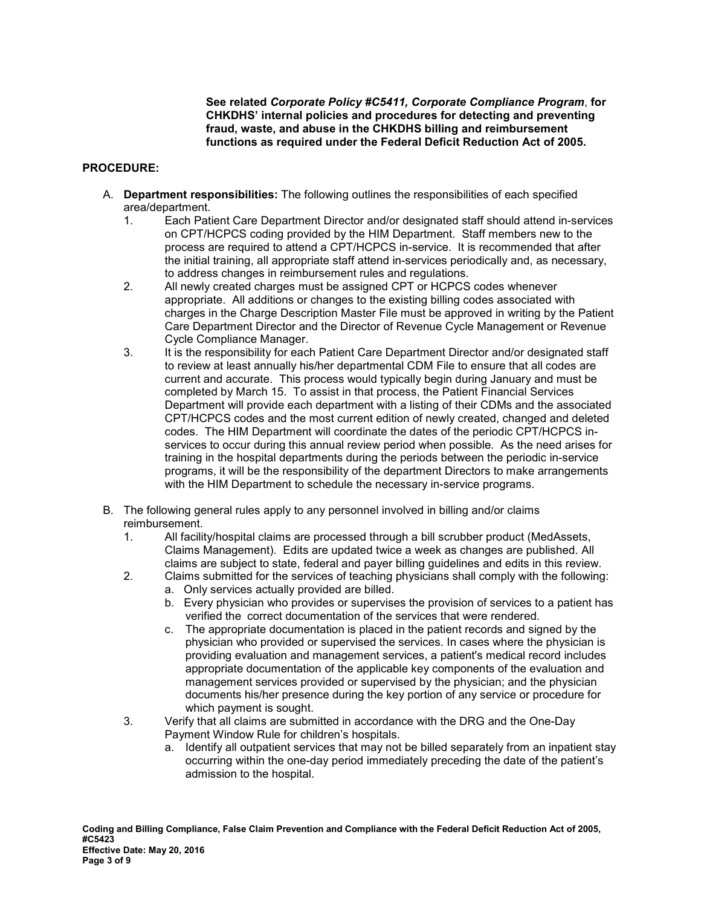**See related *Corporate Policy #C5411, Corporate Compliance Program*, for CHKDHS' internal policies and procedures for detecting and preventing fraud, waste, and abuse in the CHKDHS billing and reimbursement functions as required under the Federal Deficit Reduction Act of 2005.**

**PROCEDURE:**

A. **Department responsibilities:** The following outlines the responsibilities of each specified area/department.
   1. Each Patient Care Department Director and/or designated staff should attend in-services on CPT/HCPCS coding provided by the HIM Department. Staff members new to the process are required to attend a CPT/HCPCS in-service. It is recommended that after the initial training, all appropriate staff attend in-services periodically and, as necessary, to address changes in reimbursement rules and regulations.
   2. All newly created charges must be assigned CPT or HCPCS codes whenever appropriate. All additions or changes to the existing billing codes associated with charges in the Charge Description Master File must be approved in writing by the Patient Care Department Director and the Director of Revenue Cycle Management or Revenue Cycle Compliance Manager.
   3. It is the responsibility for each Patient Care Department Director and/or designated staff to review at least annually his/her departmental CDM File to ensure that all codes are current and accurate. This process would typically begin during January and must be completed by March 15. To assist in that process, the Patient Financial Services Department will provide each department with a listing of their CDMs and the associated CPT/HCPCS codes and the most current edition of newly created, changed and deleted codes. The HIM Department will coordinate the dates of the periodic CPT/HCPCS in-services to occur during this annual review period when possible. As the need arises for training in the hospital departments during the periods between the periodic in-service programs, it will be the responsibility of the department Directors to make arrangements with the HIM Department to schedule the necessary in-service programs.

B. The following general rules apply to any personnel involved in billing and/or claims reimbursement.
   1. All facility/hospital claims are processed through a bill scrubber product (MedAssets, Claims Management). Edits are updated twice a week as changes are published. All claims are subject to state, federal and payer billing guidelines and edits in this review.
   2. Claims submitted for the services of teaching physicians shall comply with the following:
      a. Only services actually provided are billed.
      b. Every physician who provides or supervises the provision of services to a patient has verified the correct documentation of the services that were rendered.
      c. The appropriate documentation is placed in the patient records and signed by the physician who provided or supervised the services. In cases where the physician is providing evaluation and management services, a patient's medical record includes appropriate documentation of the applicable key components of the evaluation and management services provided or supervised by the physician; and the physician documents his/her presence during the key portion of any service or procedure for which payment is sought.
   3. Verify that all claims are submitted in accordance with the DRG and the One-Day Payment Window Rule for children's hospitals.
      a. Identify all outpatient services that may not be billed separately from an inpatient stay occurring within the one-day period immediately preceding the date of the patient's admission to the hospital.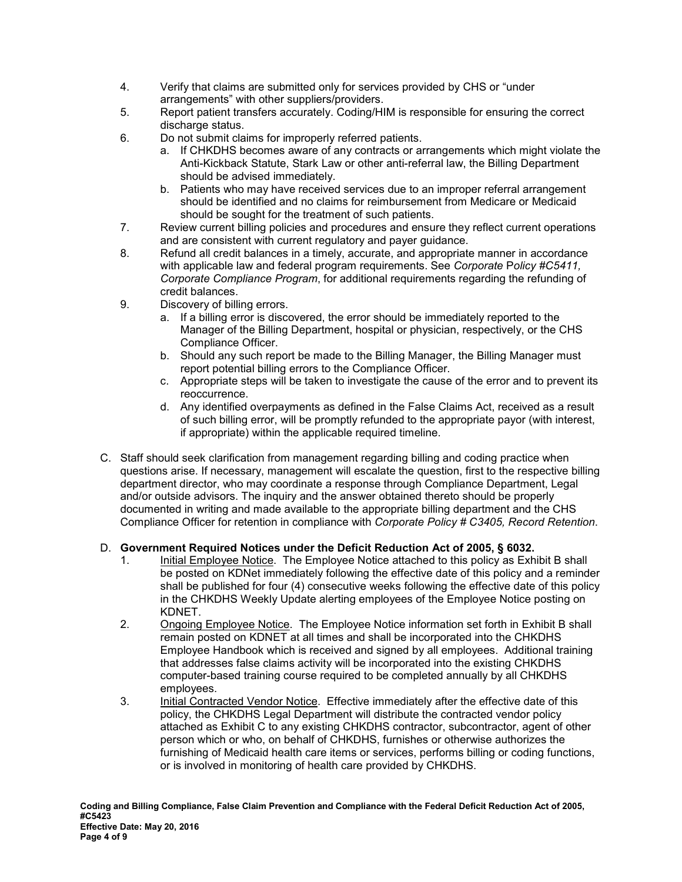4. Verify that claims are submitted only for services provided by CHS or "under arrangements" with other suppliers/providers.
5. Report patient transfers accurately. Coding/HIM is responsible for ensuring the correct discharge status.
6. Do not submit claims for improperly referred patients.
   a. If CHKDHS becomes aware of any contracts or arrangements which might violate the Anti-Kickback Statute, Stark Law or other anti-referral law, the Billing Department should be advised immediately.
   b. Patients who may have received services due to an improper referral arrangement should be identified and no claims for reimbursement from Medicare or Medicaid should be sought for the treatment of such patients.
7. Review current billing policies and procedures and ensure they reflect current operations and are consistent with current regulatory and payer guidance.
8. Refund all credit balances in a timely, accurate, and appropriate manner in accordance with applicable law and federal program requirements. See *Corporate Policy #C5411, Corporate Compliance Program*, for additional requirements regarding the refunding of credit balances.
9. Discovery of billing errors.
   a. If a billing error is discovered, the error should be immediately reported to the Manager of the Billing Department, hospital or physician, respectively, or the CHS Compliance Officer.
   b. Should any such report be made to the Billing Manager, the Billing Manager must report potential billing errors to the Compliance Officer.
   c. Appropriate steps will be taken to investigate the cause of the error and to prevent its reoccurrence.
   d. Any identified overpayments as defined in the False Claims Act, received as a result of such billing error, will be promptly refunded to the appropriate payor (with interest, if appropriate) within the applicable required timeline.

C. Staff should seek clarification from management regarding billing and coding practice when questions arise. If necessary, management will escalate the question, first to the respective billing department director, who may coordinate a response through Compliance Department, Legal and/or outside advisors. The inquiry and the answer obtained thereto should be properly documented in writing and made available to the appropriate billing department and the CHS Compliance Officer for retention in compliance with *Corporate Policy # C3405, Record Retention*.

D. **Government Required Notices under the Deficit Reduction Act of 2005, § 6032.**

1. Initial Employee Notice. The Employee Notice attached to this policy as Exhibit B shall be posted on KDNet immediately following the effective date of this policy and a reminder shall be published for four (4) consecutive weeks following the effective date of this policy in the CHKDHS Weekly Update alerting employees of the Employee Notice posting on KDNET.
2. Ongoing Employee Notice. The Employee Notice information set forth in Exhibit B shall remain posted on KDNET at all times and shall be incorporated into the CHKDHS Employee Handbook which is received and signed by all employees. Additional training that addresses false claims activity will be incorporated into the existing CHKDHS computer-based training course required to be completed annually by all CHKDHS employees.
3. Initial Contracted Vendor Notice. Effective immediately after the effective date of this policy, the CHKDHS Legal Department will distribute the contracted vendor policy attached as Exhibit C to any existing CHKDHS contractor, subcontractor, agent of other person which or who, on behalf of CHKDHS, furnishes or otherwise authorizes the furnishing of Medicaid health care items or services, performs billing or coding functions, or is involved in monitoring of health care provided by CHKDHS.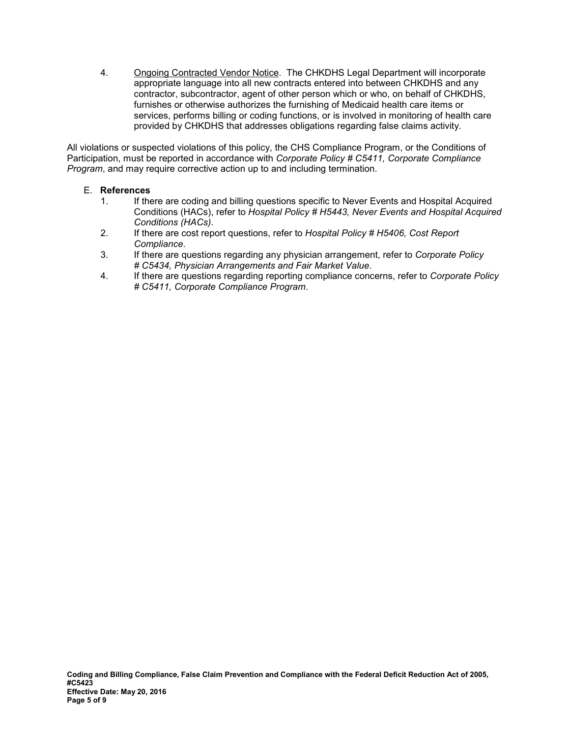4. <u>Ongoing Contracted Vendor Notice</u>. The CHKDHS Legal Department will incorporate appropriate language into all new contracts entered into between CHKDHS and any contractor, subcontractor, agent of other person which or who, on behalf of CHKDHS, furnishes or otherwise authorizes the furnishing of Medicaid health care items or services, performs billing or coding functions, or is involved in monitoring of health care provided by CHKDHS that addresses obligations regarding false claims activity.

All violations or suspected violations of this policy, the CHS Compliance Program, or the Conditions of Participation, must be reported in accordance with *Corporate Policy # C5411, Corporate Compliance Program*, and may require corrective action up to and including termination.

E. **References**

1. If there are coding and billing questions specific to Never Events and Hospital Acquired Conditions (HACs), refer to *Hospital Policy # H5443, Never Events and Hospital Acquired Conditions (HACs)*.
2. If there are cost report questions, refer to *Hospital Policy # H5406, Cost Report Compliance*.
3. If there are questions regarding any physician arrangement, refer to *Corporate Policy # C5434, Physician Arrangements and Fair Market Value*.
4. If there are questions regarding reporting compliance concerns, refer to *Corporate Policy # C5411, Corporate Compliance Program*.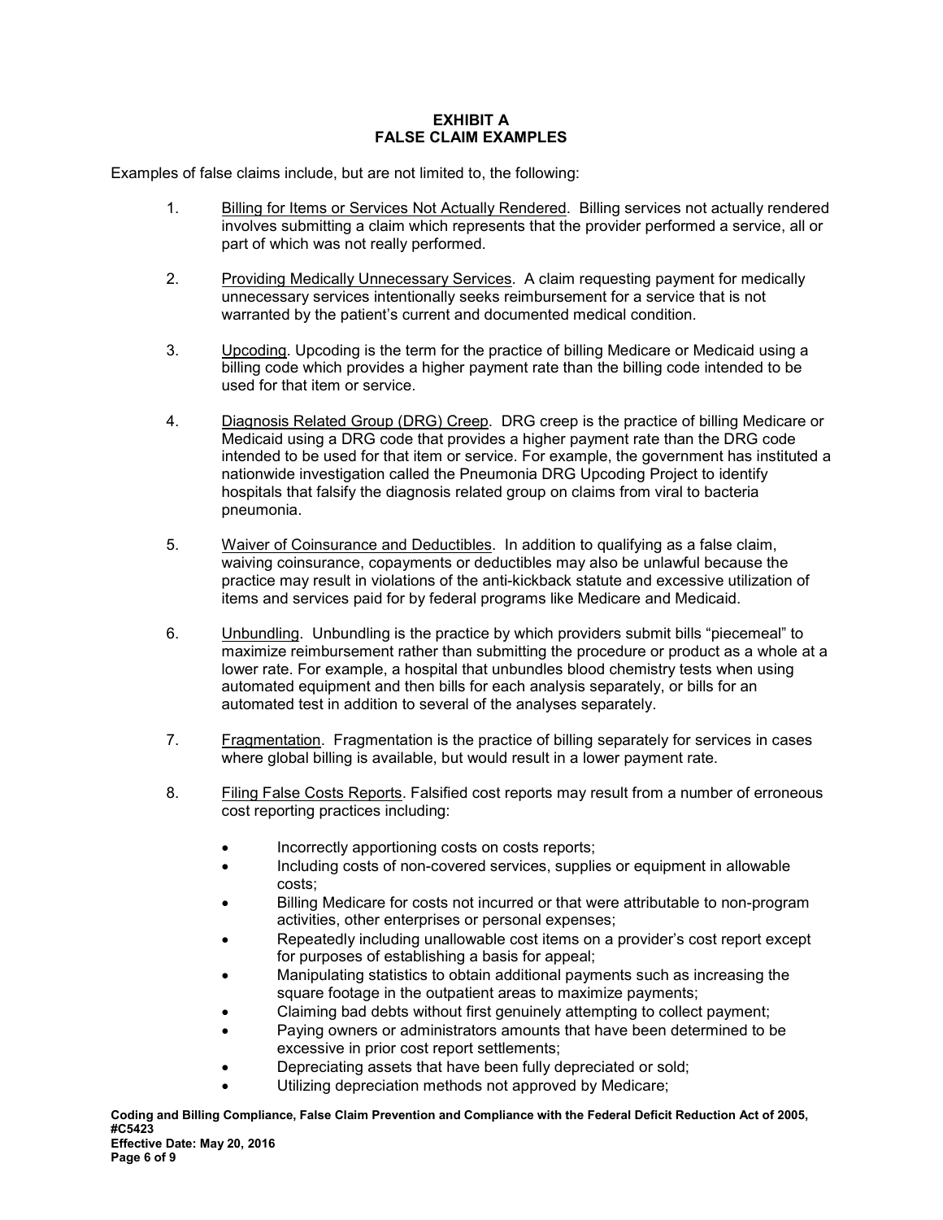# EXHIBIT A
# FALSE CLAIM EXAMPLES

Examples of false claims include, but are not limited to, the following:

1. Billing for Items or Services Not Actually Rendered. Billing services not actually rendered involves submitting a claim which represents that the provider performed a service, all or part of which was not really performed.

2. Providing Medically Unnecessary Services. A claim requesting payment for medically unnecessary services intentionally seeks reimbursement for a service that is not warranted by the patient's current and documented medical condition.

3. Upcoding. Upcoding is the term for the practice of billing Medicare or Medicaid using a billing code which provides a higher payment rate than the billing code intended to be used for that item or service.

4. Diagnosis Related Group (DRG) Creep. DRG creep is the practice of billing Medicare or Medicaid using a DRG code that provides a higher payment rate than the DRG code intended to be used for that item or service. For example, the government has instituted a nationwide investigation called the Pneumonia DRG Upcoding Project to identify hospitals that falsify the diagnosis related group on claims from viral to bacteria pneumonia.

5. Waiver of Coinsurance and Deductibles. In addition to qualifying as a false claim, waiving coinsurance, copayments or deductibles may also be unlawful because the practice may result in violations of the anti-kickback statute and excessive utilization of items and services paid for by federal programs like Medicare and Medicaid.

6. Unbundling. Unbundling is the practice by which providers submit bills "piecemeal" to maximize reimbursement rather than submitting the procedure or product as a whole at a lower rate. For example, a hospital that unbundles blood chemistry tests when using automated equipment and then bills for each analysis separately, or bills for an automated test in addition to several of the analyses separately.

7. Fragmentation. Fragmentation is the practice of billing separately for services in cases where global billing is available, but would result in a lower payment rate.

8. Filing False Costs Reports. Falsified cost reports may result from a number of erroneous cost reporting practices including:

   - Incorrectly apportioning costs on costs reports;
   - Including costs of non-covered services, supplies or equipment in allowable costs;
   - Billing Medicare for costs not incurred or that were attributable to non-program activities, other enterprises or personal expenses;
   - Repeatedly including unallowable cost items on a provider's cost report except for purposes of establishing a basis for appeal;
   - Manipulating statistics to obtain additional payments such as increasing the square footage in the outpatient areas to maximize payments;
   - Claiming bad debts without first genuinely attempting to collect payment;
   - Paying owners or administrators amounts that have been determined to be excessive in prior cost report settlements;
   - Depreciating assets that have been fully depreciated or sold;
   - Utilizing depreciation methods not approved by Medicare;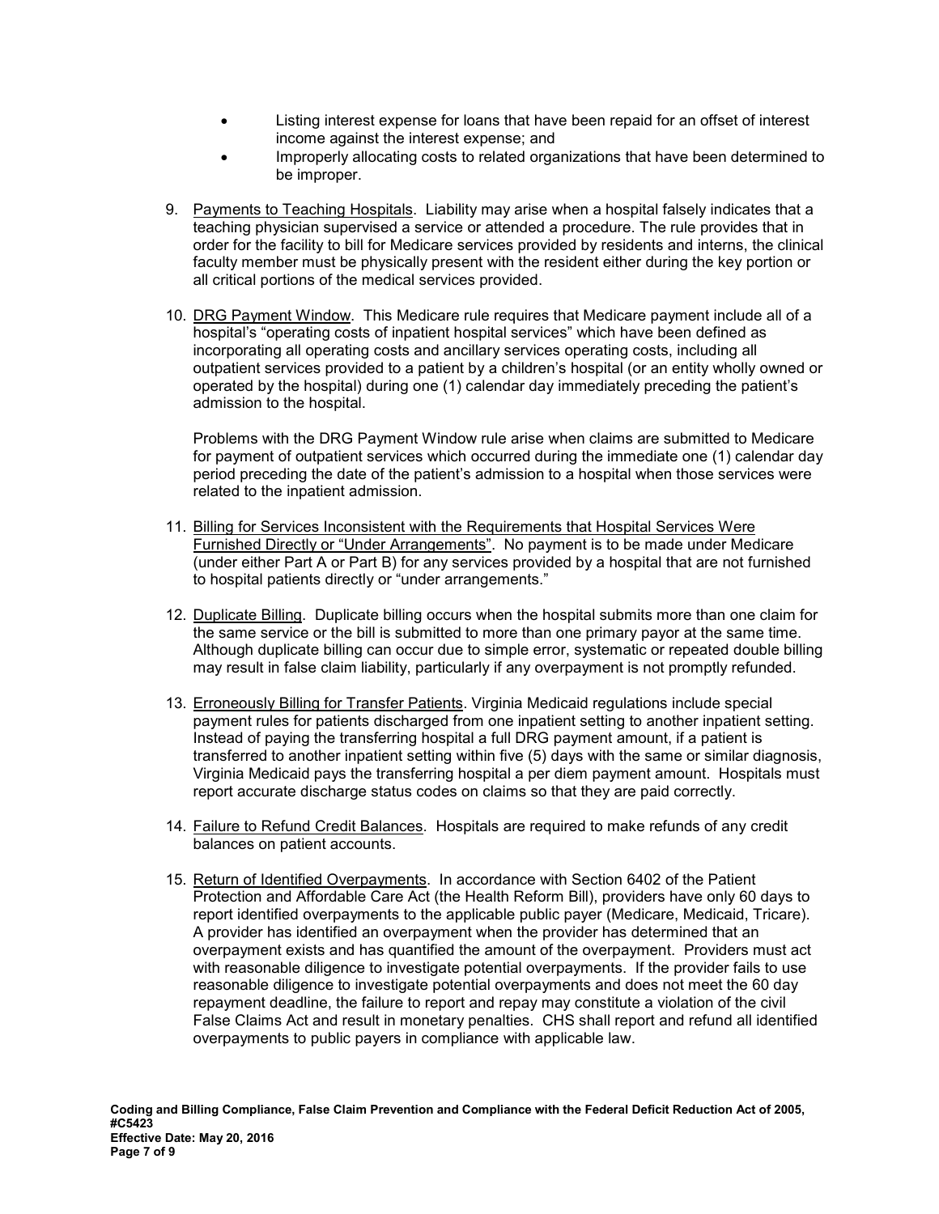- Listing interest expense for loans that have been repaid for an offset of interest income against the interest expense; and
- Improperly allocating costs to related organizations that have been determined to be improper.

9. Payments to Teaching Hospitals. Liability may arise when a hospital falsely indicates that a teaching physician supervised a service or attended a procedure. The rule provides that in order for the facility to bill for Medicare services provided by residents and interns, the clinical faculty member must be physically present with the resident either during the key portion or all critical portions of the medical services provided.

10. DRG Payment Window. This Medicare rule requires that Medicare payment include all of a hospital's "operating costs of inpatient hospital services" which have been defined as incorporating all operating costs and ancillary services operating costs, including all outpatient services provided to a patient by a children's hospital (or an entity wholly owned or operated by the hospital) during one (1) calendar day immediately preceding the patient's admission to the hospital.

    Problems with the DRG Payment Window rule arise when claims are submitted to Medicare for payment of outpatient services which occurred during the immediate one (1) calendar day period preceding the date of the patient's admission to a hospital when those services were related to the inpatient admission.

11. Billing for Services Inconsistent with the Requirements that Hospital Services Were Furnished Directly or "Under Arrangements". No payment is to be made under Medicare (under either Part A or Part B) for any services provided by a hospital that are not furnished to hospital patients directly or "under arrangements."

12. Duplicate Billing. Duplicate billing occurs when the hospital submits more than one claim for the same service or the bill is submitted to more than one primary payor at the same time. Although duplicate billing can occur due to simple error, systematic or repeated double billing may result in false claim liability, particularly if any overpayment is not promptly refunded.

13. Erroneously Billing for Transfer Patients. Virginia Medicaid regulations include special payment rules for patients discharged from one inpatient setting to another inpatient setting. Instead of paying the transferring hospital a full DRG payment amount, if a patient is transferred to another inpatient setting within five (5) days with the same or similar diagnosis, Virginia Medicaid pays the transferring hospital a per diem payment amount. Hospitals must report accurate discharge status codes on claims so that they are paid correctly.

14. Failure to Refund Credit Balances. Hospitals are required to make refunds of any credit balances on patient accounts.

15. Return of Identified Overpayments. In accordance with Section 6402 of the Patient Protection and Affordable Care Act (the Health Reform Bill), providers have only 60 days to report identified overpayments to the applicable public payer (Medicare, Medicaid, Tricare). A provider has identified an overpayment when the provider has determined that an overpayment exists and has quantified the amount of the overpayment. Providers must act with reasonable diligence to investigate potential overpayments. If the provider fails to use reasonable diligence to investigate potential overpayments and does not meet the 60 day repayment deadline, the failure to report and repay may constitute a violation of the civil False Claims Act and result in monetary penalties. CHS shall report and refund all identified overpayments to public payers in compliance with applicable law.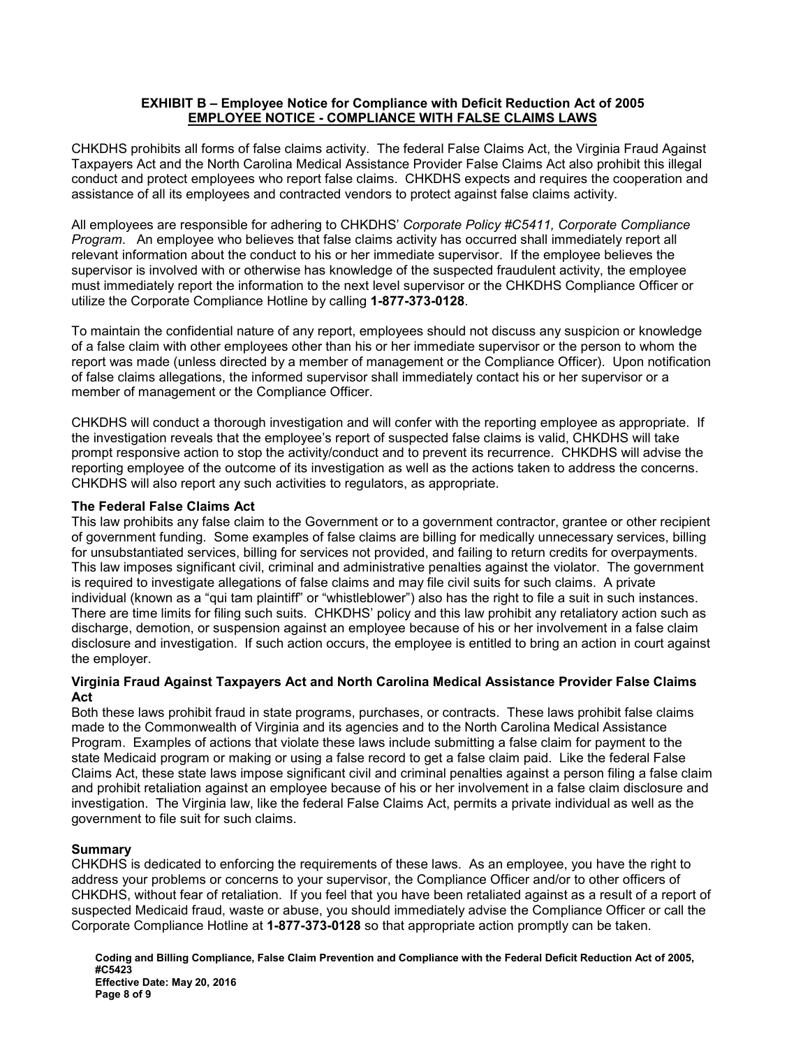## EXHIBIT B – Employee Notice for Compliance with Deficit Reduction Act of 2005

## EMPLOYEE NOTICE - COMPLIANCE WITH FALSE CLAIMS LAWS

CHKDHS prohibits all forms of false claims activity. The federal False Claims Act, the Virginia Fraud Against Taxpayers Act and the North Carolina Medical Assistance Provider False Claims Act also prohibit this illegal conduct and protect employees who report false claims. CHKDHS expects and requires the cooperation and assistance of all its employees and contracted vendors to protect against false claims activity.

All employees are responsible for adhering to CHKDHS' *Corporate Policy #C5411, Corporate Compliance Program*. An employee who believes that false claims activity has occurred shall immediately report all relevant information about the conduct to his or her immediate supervisor. If the employee believes the supervisor is involved with or otherwise has knowledge of the suspected fraudulent activity, the employee must immediately report the information to the next level supervisor or the CHKDHS Compliance Officer or utilize the Corporate Compliance Hotline by calling **1-877-373-0128**.

To maintain the confidential nature of any report, employees should not discuss any suspicion or knowledge of a false claim with other employees other than his or her immediate supervisor or the person to whom the report was made (unless directed by a member of management or the Compliance Officer). Upon notification of false claims allegations, the informed supervisor shall immediately contact his or her supervisor or a member of management or the Compliance Officer.

CHKDHS will conduct a thorough investigation and will confer with the reporting employee as appropriate. If the investigation reveals that the employee's report of suspected false claims is valid, CHKDHS will take prompt responsive action to stop the activity/conduct and to prevent its recurrence. CHKDHS will advise the reporting employee of the outcome of its investigation as well as the actions taken to address the concerns. CHKDHS will also report any such activities to regulators, as appropriate.

### The Federal False Claims Act

This law prohibits any false claim to the Government or to a government contractor, grantee or other recipient of government funding. Some examples of false claims are billing for medically unnecessary services, billing for unsubstantiated services, billing for services not provided, and failing to return credits for overpayments. This law imposes significant civil, criminal and administrative penalties against the violator. The government is required to investigate allegations of false claims and may file civil suits for such claims. A private individual (known as a "qui tam plaintiff" or "whistleblower") also has the right to file a suit in such instances. There are time limits for filing such suits. CHKDHS' policy and this law prohibit any retaliatory action such as discharge, demotion, or suspension against an employee because of his or her involvement in a false claim disclosure and investigation. If such action occurs, the employee is entitled to bring an action in court against the employer.

### Virginia Fraud Against Taxpayers Act and North Carolina Medical Assistance Provider False Claims Act

Both these laws prohibit fraud in state programs, purchases, or contracts. These laws prohibit false claims made to the Commonwealth of Virginia and its agencies and to the North Carolina Medical Assistance Program. Examples of actions that violate these laws include submitting a false claim for payment to the state Medicaid program or making or using a false record to get a false claim paid. Like the federal False Claims Act, these state laws impose significant civil and criminal penalties against a person filing a false claim and prohibit retaliation against an employee because of his or her involvement in a false claim disclosure and investigation. The Virginia law, like the federal False Claims Act, permits a private individual as well as the government to file suit for such claims.

### Summary

CHKDHS is dedicated to enforcing the requirements of these laws. As an employee, you have the right to address your problems or concerns to your supervisor, the Compliance Officer and/or to other officers of CHKDHS, without fear of retaliation. If you feel that you have been retaliated against as a result of a report of suspected Medicaid fraud, waste or abuse, you should immediately advise the Compliance Officer or call the Corporate Compliance Hotline at **1-877-373-0128** so that appropriate action promptly can be taken.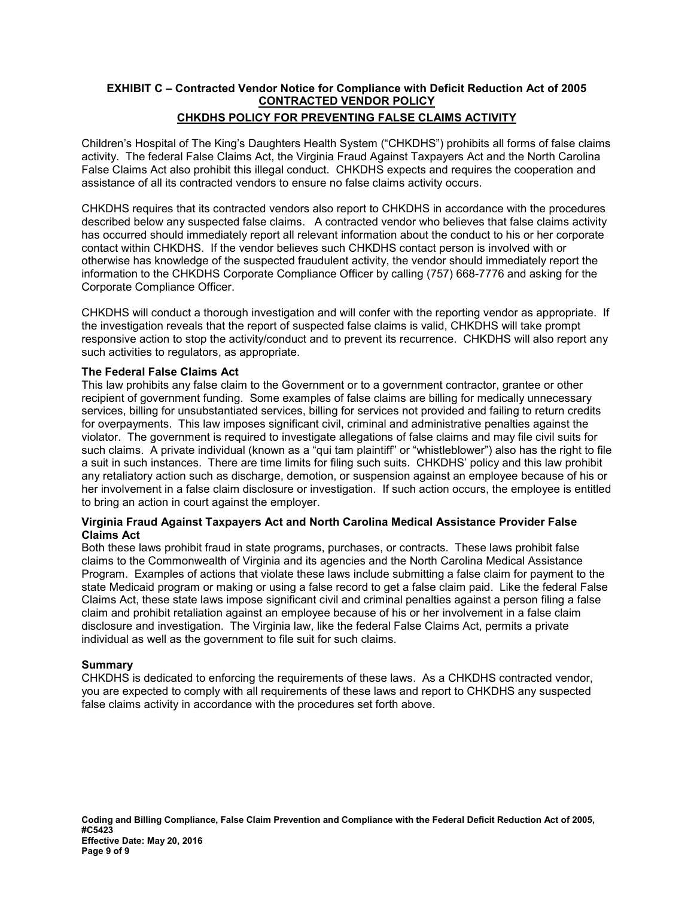## EXHIBIT C – Contracted Vendor Notice for Compliance with Deficit Reduction Act of 2005

### CONTRACTED VENDOR POLICY

### CHKDHS POLICY FOR PREVENTING FALSE CLAIMS ACTIVITY

Children's Hospital of The King's Daughters Health System ("CHKDHS") prohibits all forms of false claims activity. The federal False Claims Act, the Virginia Fraud Against Taxpayers Act and the North Carolina False Claims Act also prohibit this illegal conduct. CHKDHS expects and requires the cooperation and assistance of all its contracted vendors to ensure no false claims activity occurs.

CHKDHS requires that its contracted vendors also report to CHKDHS in accordance with the procedures described below any suspected false claims. A contracted vendor who believes that false claims activity has occurred should immediately report all relevant information about the conduct to his or her corporate contact within CHKDHS. If the vendor believes such CHKDHS contact person is involved with or otherwise has knowledge of the suspected fraudulent activity, the vendor should immediately report the information to the CHKDHS Corporate Compliance Officer by calling (757) 668-7776 and asking for the Corporate Compliance Officer.

CHKDHS will conduct a thorough investigation and will confer with the reporting vendor as appropriate. If the investigation reveals that the report of suspected false claims is valid, CHKDHS will take prompt responsive action to stop the activity/conduct and to prevent its recurrence. CHKDHS will also report any such activities to regulators, as appropriate.

**The Federal False Claims Act**

This law prohibits any false claim to the Government or to a government contractor, grantee or other recipient of government funding. Some examples of false claims are billing for medically unnecessary services, billing for unsubstantiated services, billing for services not provided and failing to return credits for overpayments. This law imposes significant civil, criminal and administrative penalties against the violator. The government is required to investigate allegations of false claims and may file civil suits for such claims. A private individual (known as a "qui tam plaintiff" or "whistleblower") also has the right to file a suit in such instances. There are time limits for filing such suits. CHKDHS' policy and this law prohibit any retaliatory action such as discharge, demotion, or suspension against an employee because of his or her involvement in a false claim disclosure or investigation. If such action occurs, the employee is entitled to bring an action in court against the employer.

**Virginia Fraud Against Taxpayers Act and North Carolina Medical Assistance Provider False Claims Act**

Both these laws prohibit fraud in state programs, purchases, or contracts. These laws prohibit false claims to the Commonwealth of Virginia and its agencies and the North Carolina Medical Assistance Program. Examples of actions that violate these laws include submitting a false claim for payment to the state Medicaid program or making or using a false record to get a false claim paid. Like the federal False Claims Act, these state laws impose significant civil and criminal penalties against a person filing a false claim and prohibit retaliation against an employee because of his or her involvement in a false claim disclosure and investigation. The Virginia law, like the federal False Claims Act, permits a private individual as well as the government to file suit for such claims.

**Summary**

CHKDHS is dedicated to enforcing the requirements of these laws. As a CHKDHS contracted vendor, you are expected to comply with all requirements of these laws and report to CHKDHS any suspected false claims activity in accordance with the procedures set forth above.